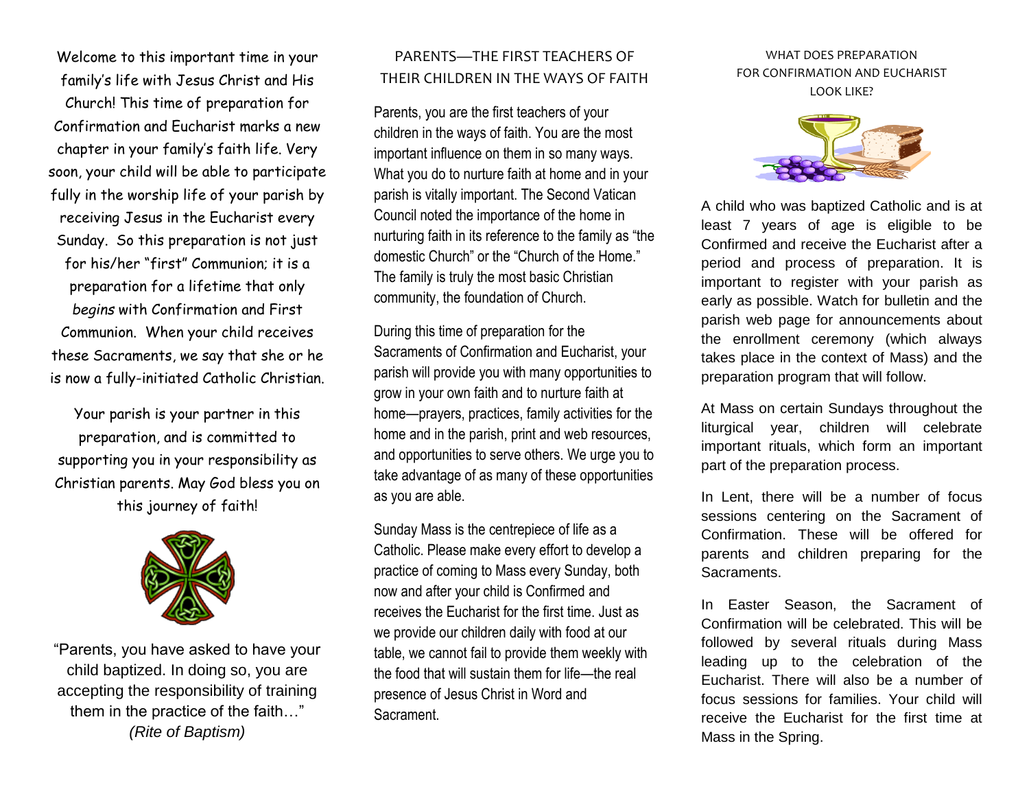Welcome to this important time in your family's life with Jesus Christ and His Church! This time of preparation for Confirmation and Eucharist marks a new chapter in your family's faith life. Very soon, your child will be able to participate fully in the worship life of your parish by receiving Jesus in the Eucharist every Sunday. So this preparation is not just for his/her "first" Communion; it is a preparation for a lifetime that only *begins* with Confirmation and First Communion. When your child receives these Sacraments, we say that she or he is now a fully-initiated Catholic Christian.

Your parish is your partner in this preparation, and is committed to supporting you in your responsibility as Christian parents. May God bless you on this journey of faith!

"Parents, you have asked to have your child baptized. In doing so, you are accepting the responsibility of training them in the practice of the faith…"
*(Rite of Baptism)*

## PARENTS—THE FIRST TEACHERS OF THEIR CHILDREN IN THE WAYS OF FAITH

Parents, you are the first teachers of your children in the ways of faith. You are the most important influence on them in so many ways. What you do to nurture faith at home and in your parish is vitally important. The Second Vatican Council noted the importance of the home in nurturing faith in its reference to the family as "the domestic Church" or the "Church of the Home." The family is truly the most basic Christian community, the foundation of Church.

During this time of preparation for the Sacraments of Confirmation and Eucharist, your parish will provide you with many opportunities to grow in your own faith and to nurture faith at home—prayers, practices, family activities for the home and in the parish, print and web resources, and opportunities to serve others. We urge you to take advantage of as many of these opportunities as you are able.

Sunday Mass is the centrepiece of life as a Catholic. Please make every effort to develop a practice of coming to Mass every Sunday, both now and after your child is Confirmed and receives the Eucharist for the first time. Just as we provide our children daily with food at our table, we cannot fail to provide them weekly with the food that will sustain them for life—the real presence of Jesus Christ in Word and Sacrament.

## WHAT DOES PREPARATION FOR CONFIRMATION AND EUCHARIST LOOK LIKE?

A child who was baptized Catholic and is at least 7 years of age is eligible to be Confirmed and receive the Eucharist after a period and process of preparation. It is important to register with your parish as early as possible. Watch for bulletin and the parish web page for announcements about the enrollment ceremony (which always takes place in the context of Mass) and the preparation program that will follow.

At Mass on certain Sundays throughout the liturgical year, children will celebrate important rituals, which form an important part of the preparation process.

In Lent, there will be a number of focus sessions centering on the Sacrament of Confirmation. These will be offered for parents and children preparing for the Sacraments.

In Easter Season, the Sacrament of Confirmation will be celebrated. This will be followed by several rituals during Mass leading up to the celebration of the Eucharist. There will also be a number of focus sessions for families. Your child will receive the Eucharist for the first time at Mass in the Spring.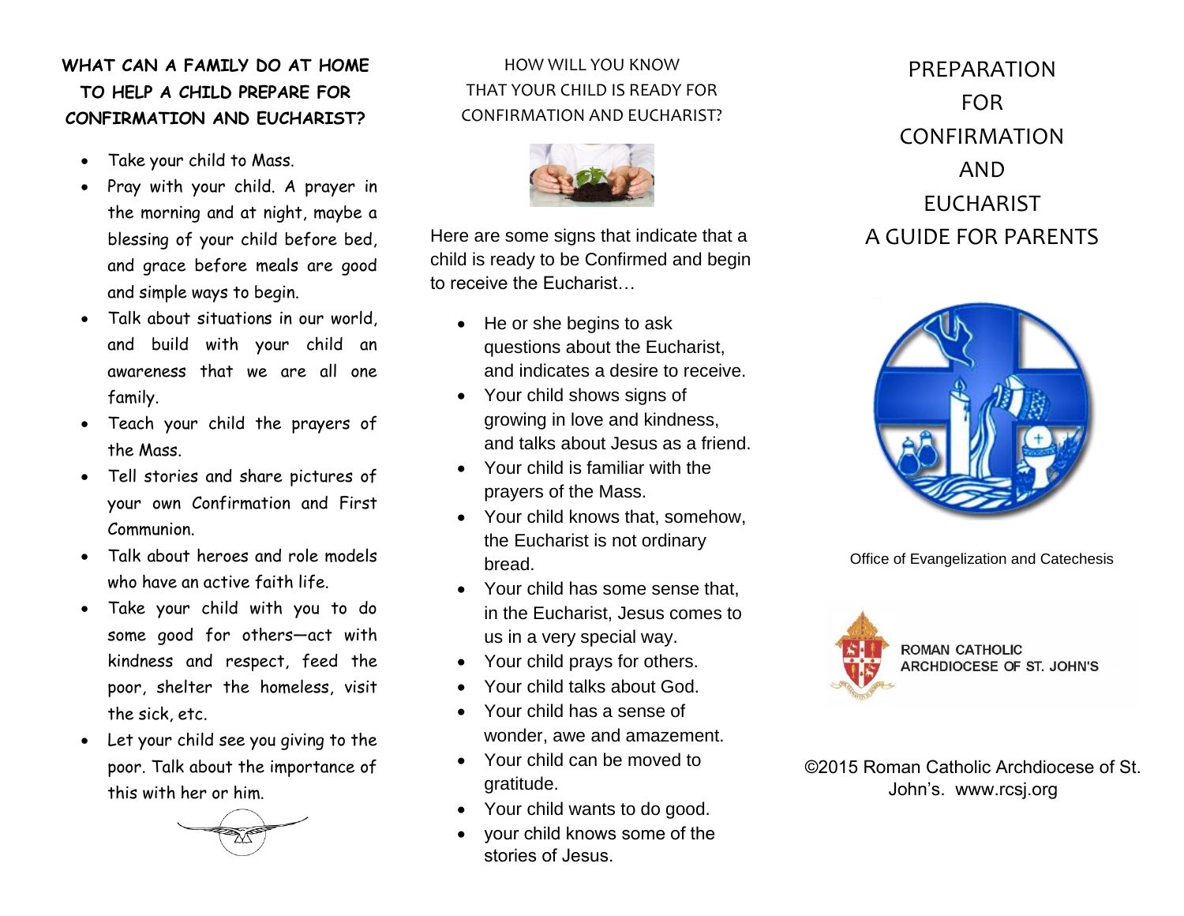## WHAT CAN A FAMILY DO AT HOME TO HELP A CHILD PREPARE FOR CONFIRMATION AND EUCHARIST?

- Take your child to Mass.
- Pray with your child. A prayer in the morning and at night, maybe a blessing of your child before bed, and grace before meals are good and simple ways to begin.
- Talk about situations in our world, and build with your child an awareness that we are all one family.
- Teach your child the prayers of the Mass.
- Tell stories and share pictures of your own Confirmation and First Communion.
- Talk about heroes and role models who have an active faith life.
- Take your child with you to do some good for others—act with kindness and respect, feed the poor, shelter the homeless, visit the sick, etc.
- Let your child see you giving to the poor. Talk about the importance of this with her or him.

## HOW WILL YOU KNOW THAT YOUR CHILD IS READY FOR CONFIRMATION AND EUCHARIST?

Here are some signs that indicate that a child is ready to be Confirmed and begin to receive the Eucharist…

- He or she begins to ask questions about the Eucharist, and indicates a desire to receive.
- Your child shows signs of growing in love and kindness, and talks about Jesus as a friend.
- Your child is familiar with the prayers of the Mass.
- Your child knows that, somehow, the Eucharist is not ordinary bread.
- Your child has some sense that, in the Eucharist, Jesus comes to us in a very special way.
- Your child prays for others.
- Your child talks about God.
- Your child has a sense of wonder, awe and amazement.
- Your child can be moved to gratitude.
- Your child wants to do good.
- your child knows some of the stories of Jesus.

# PREPARATION FOR CONFIRMATION AND EUCHARIST A GUIDE FOR PARENTS

Office of Evangelization and Catechesis

ROMAN CATHOLIC ARCHDIOCESE OF ST. JOHN'S

©2015 Roman Catholic Archdiocese of St. John's. www.rcsj.org